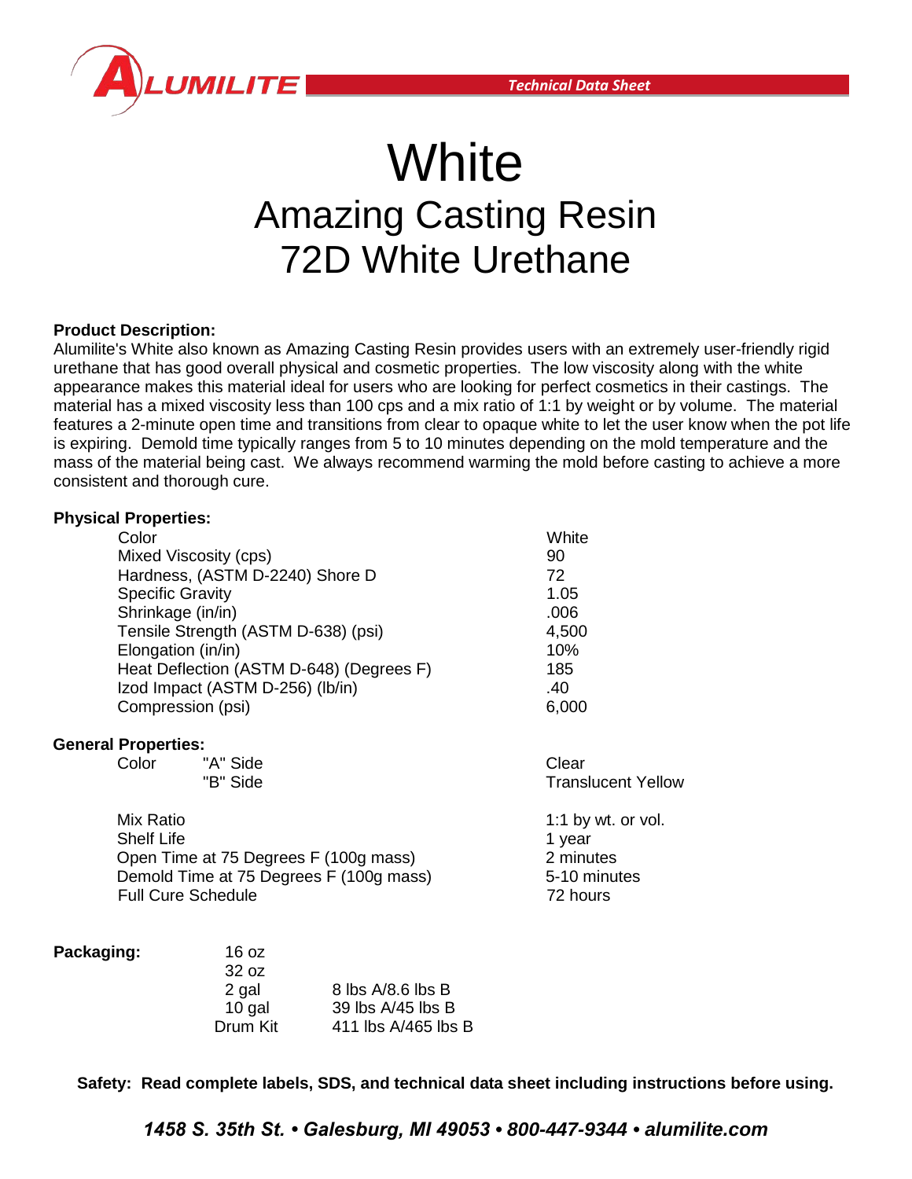# White

## Amazing Casting Resin
## 72D White Urethane

**Product Description:**
Alumilite's White also known as Amazing Casting Resin provides users with an extremely user-friendly rigid urethane that has good overall physical and cosmetic properties. The low viscosity along with the white appearance makes this material ideal for users who are looking for perfect cosmetics in their castings. The material has a mixed viscosity less than 100 cps and a mix ratio of 1:1 by weight or by volume. The material features a 2-minute open time and transitions from clear to opaque white to let the user know when the pot life is expiring. Demold time typically ranges from 5 to 10 minutes depending on the mold temperature and the mass of the material being cast. We always recommend warming the mold before casting to achieve a more consistent and thorough cure.

**Physical Properties:**

| Property | Value |
|---|---|
| Color | White |
| Mixed Viscosity (cps) | 90 |
| Hardness, (ASTM D-2240) Shore D | 72 |
| Specific Gravity | 1.05 |
| Shrinkage (in/in) | .006 |
| Tensile Strength (ASTM D-638) (psi) | 4,500 |
| Elongation (in/in) | 10% |
| Heat Deflection (ASTM D-648) (Degrees F) | 185 |
| Izod Impact (ASTM D-256) (lb/in) | .40 |
| Compression (psi) | 6,000 |

**General Properties:**

| Property | | Value |
|---|---|---|
| Color | "A" Side | Clear |
| | "B" Side | Translucent Yellow |
| Mix Ratio | | 1:1 by wt. or vol. |
| Shelf Life | | 1 year |
| Open Time at 75 Degrees F (100g mass) | | 2 minutes |
| Demold Time at 75 Degrees F (100g mass) | | 5-10 minutes |
| Full Cure Schedule | | 72 hours |

**Packaging:**

| Size | Weight |
|---|---|
| 16 oz | |
| 32 oz | |
| 2 gal | 8 lbs A/8.6 lbs B |
| 10 gal | 39 lbs A/45 lbs B |
| Drum Kit | 411 lbs A/465 lbs B |

**Safety: Read complete labels, SDS, and technical data sheet including instructions before using.**

***1458 S. 35th St. • Galesburg, MI 49053 • 800-447-9344 • alumilite.com***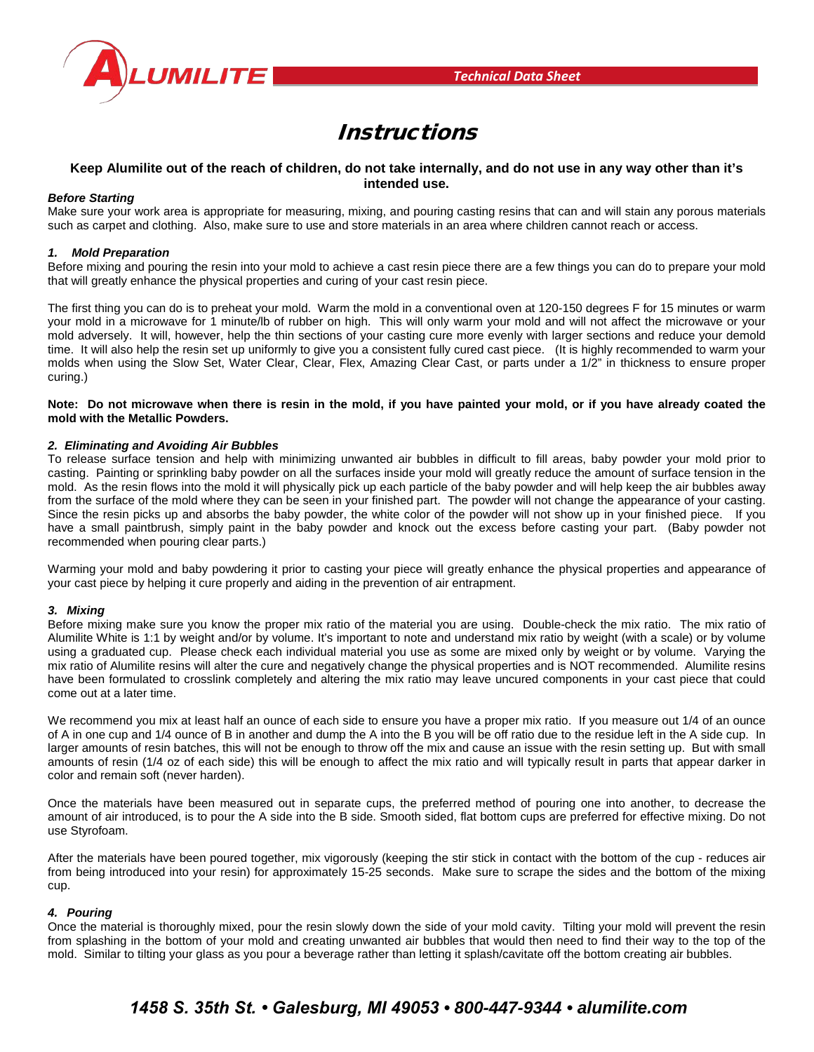Technical Data Sheet

# Instructions

**Keep Alumilite out of the reach of children, do not take internally, and do not use in any way other than it's intended use.**

***Before Starting***

Make sure your work area is appropriate for measuring, mixing, and pouring casting resins that can and will stain any porous materials such as carpet and clothing. Also, make sure to use and store materials in an area where children cannot reach or access.

### *1. Mold Preparation*

Before mixing and pouring the resin into your mold to achieve a cast resin piece there are a few things you can do to prepare your mold that will greatly enhance the physical properties and curing of your cast resin piece.

The first thing you can do is to preheat your mold. Warm the mold in a conventional oven at 120-150 degrees F for 15 minutes or warm your mold in a microwave for 1 minute/lb of rubber on high. This will only warm your mold and will not affect the microwave or your mold adversely. It will, however, help the thin sections of your casting cure more evenly with larger sections and reduce your demold time. It will also help the resin set up uniformly to give you a consistent fully cured cast piece. (It is highly recommended to warm your molds when using the Slow Set, Water Clear, Clear, Flex, Amazing Clear Cast, or parts under a 1/2" in thickness to ensure proper curing.)

**Note: Do not microwave when there is resin in the mold, if you have painted your mold, or if you have already coated the mold with the Metallic Powders.**

### *2. Eliminating and Avoiding Air Bubbles*

To release surface tension and help with minimizing unwanted air bubbles in difficult to fill areas, baby powder your mold prior to casting. Painting or sprinkling baby powder on all the surfaces inside your mold will greatly reduce the amount of surface tension in the mold. As the resin flows into the mold it will physically pick up each particle of the baby powder and will help keep the air bubbles away from the surface of the mold where they can be seen in your finished part. The powder will not change the appearance of your casting. Since the resin picks up and absorbs the baby powder, the white color of the powder will not show up in your finished piece. If you have a small paintbrush, simply paint in the baby powder and knock out the excess before casting your part. (Baby powder not recommended when pouring clear parts.)

Warming your mold and baby powdering it prior to casting your piece will greatly enhance the physical properties and appearance of your cast piece by helping it cure properly and aiding in the prevention of air entrapment.

### *3. Mixing*

Before mixing make sure you know the proper mix ratio of the material you are using. Double-check the mix ratio. The mix ratio of Alumilite White is 1:1 by weight and/or by volume. It's important to note and understand mix ratio by weight (with a scale) or by volume using a graduated cup. Please check each individual material you use as some are mixed only by weight or by volume. Varying the mix ratio of Alumilite resins will alter the cure and negatively change the physical properties and is NOT recommended. Alumilite resins have been formulated to crosslink completely and altering the mix ratio may leave uncured components in your cast piece that could come out at a later time.

We recommend you mix at least half an ounce of each side to ensure you have a proper mix ratio. If you measure out 1/4 of an ounce of A in one cup and 1/4 ounce of B in another and dump the A into the B you will be off ratio due to the residue left in the A side cup. In larger amounts of resin batches, this will not be enough to throw off the mix and cause an issue with the resin setting up. But with small amounts of resin (1/4 oz of each side) this will be enough to affect the mix ratio and will typically result in parts that appear darker in color and remain soft (never harden).

Once the materials have been measured out in separate cups, the preferred method of pouring one into another, to decrease the amount of air introduced, is to pour the A side into the B side. Smooth sided, flat bottom cups are preferred for effective mixing. Do not use Styrofoam.

After the materials have been poured together, mix vigorously (keeping the stir stick in contact with the bottom of the cup - reduces air from being introduced into your resin) for approximately 15-25 seconds. Make sure to scrape the sides and the bottom of the mixing cup.

### *4. Pouring*

Once the material is thoroughly mixed, pour the resin slowly down the side of your mold cavity. Tilting your mold will prevent the resin from splashing in the bottom of your mold and creating unwanted air bubbles that would then need to find their way to the top of the mold. Similar to tilting your glass as you pour a beverage rather than letting it splash/cavitate off the bottom creating air bubbles.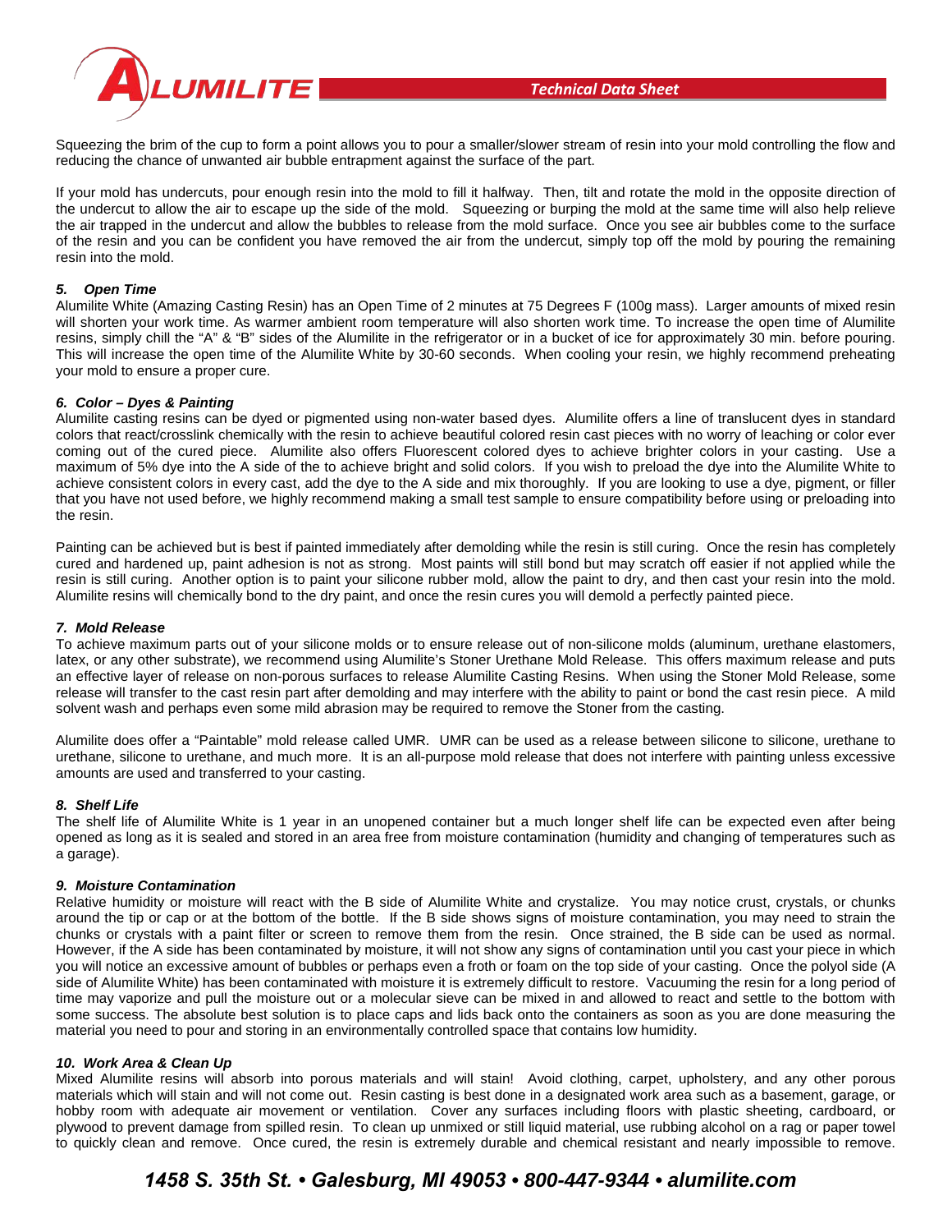Squeezing the brim of the cup to form a point allows you to pour a smaller/slower stream of resin into your mold controlling the flow and reducing the chance of unwanted air bubble entrapment against the surface of the part.

If your mold has undercuts, pour enough resin into the mold to fill it halfway. Then, tilt and rotate the mold in the opposite direction of the undercut to allow the air to escape up the side of the mold. Squeezing or burping the mold at the same time will also help relieve the air trapped in the undercut and allow the bubbles to release from the mold surface. Once you see air bubbles come to the surface of the resin and you can be confident you have removed the air from the undercut, simply top off the mold by pouring the remaining resin into the mold.

### *5. Open Time*

Alumilite White (Amazing Casting Resin) has an Open Time of 2 minutes at 75 Degrees F (100g mass). Larger amounts of mixed resin will shorten your work time. As warmer ambient room temperature will also shorten work time. To increase the open time of Alumilite resins, simply chill the "A" & "B" sides of the Alumilite in the refrigerator or in a bucket of ice for approximately 30 min. before pouring. This will increase the open time of the Alumilite White by 30-60 seconds. When cooling your resin, we highly recommend preheating your mold to ensure a proper cure.

### *6. Color – Dyes & Painting*

Alumilite casting resins can be dyed or pigmented using non-water based dyes. Alumilite offers a line of translucent dyes in standard colors that react/crosslink chemically with the resin to achieve beautiful colored resin cast pieces with no worry of leaching or color ever coming out of the cured piece. Alumilite also offers Fluorescent colored dyes to achieve brighter colors in your casting. Use a maximum of 5% dye into the A side of the to achieve bright and solid colors. If you wish to preload the dye into the Alumilite White to achieve consistent colors in every cast, add the dye to the A side and mix thoroughly. If you are looking to use a dye, pigment, or filler that you have not used before, we highly recommend making a small test sample to ensure compatibility before using or preloading into the resin.

Painting can be achieved but is best if painted immediately after demolding while the resin is still curing. Once the resin has completely cured and hardened up, paint adhesion is not as strong. Most paints will still bond but may scratch off easier if not applied while the resin is still curing. Another option is to paint your silicone rubber mold, allow the paint to dry, and then cast your resin into the mold. Alumilite resins will chemically bond to the dry paint, and once the resin cures you will demold a perfectly painted piece.

### *7. Mold Release*

To achieve maximum parts out of your silicone molds or to ensure release out of non-silicone molds (aluminum, urethane elastomers, latex, or any other substrate), we recommend using Alumilite's Stoner Urethane Mold Release. This offers maximum release and puts an effective layer of release on non-porous surfaces to release Alumilite Casting Resins. When using the Stoner Mold Release, some release will transfer to the cast resin part after demolding and may interfere with the ability to paint or bond the cast resin piece. A mild solvent wash and perhaps even some mild abrasion may be required to remove the Stoner from the casting.

Alumilite does offer a "Paintable" mold release called UMR. UMR can be used as a release between silicone to silicone, urethane to urethane, silicone to urethane, and much more. It is an all-purpose mold release that does not interfere with painting unless excessive amounts are used and transferred to your casting.

### *8. Shelf Life*

The shelf life of Alumilite White is 1 year in an unopened container but a much longer shelf life can be expected even after being opened as long as it is sealed and stored in an area free from moisture contamination (humidity and changing of temperatures such as a garage).

### *9. Moisture Contamination*

Relative humidity or moisture will react with the B side of Alumilite White and crystalize. You may notice crust, crystals, or chunks around the tip or cap or at the bottom of the bottle. If the B side shows signs of moisture contamination, you may need to strain the chunks or crystals with a paint filter or screen to remove them from the resin. Once strained, the B side can be used as normal. However, if the A side has been contaminated by moisture, it will not show any signs of contamination until you cast your piece in which you will notice an excessive amount of bubbles or perhaps even a froth or foam on the top side of your casting. Once the polyol side (A side of Alumilite White) has been contaminated with moisture it is extremely difficult to restore. Vacuuming the resin for a long period of time may vaporize and pull the moisture out or a molecular sieve can be mixed in and allowed to react and settle to the bottom with some success. The absolute best solution is to place caps and lids back onto the containers as soon as you are done measuring the material you need to pour and storing in an environmentally controlled space that contains low humidity.

### *10. Work Area & Clean Up*

Mixed Alumilite resins will absorb into porous materials and will stain! Avoid clothing, carpet, upholstery, and any other porous materials which will stain and will not come out. Resin casting is best done in a designated work area such as a basement, garage, or hobby room with adequate air movement or ventilation. Cover any surfaces including floors with plastic sheeting, cardboard, or plywood to prevent damage from spilled resin. To clean up unmixed or still liquid material, use rubbing alcohol on a rag or paper towel to quickly clean and remove. Once cured, the resin is extremely durable and chemical resistant and nearly impossible to remove.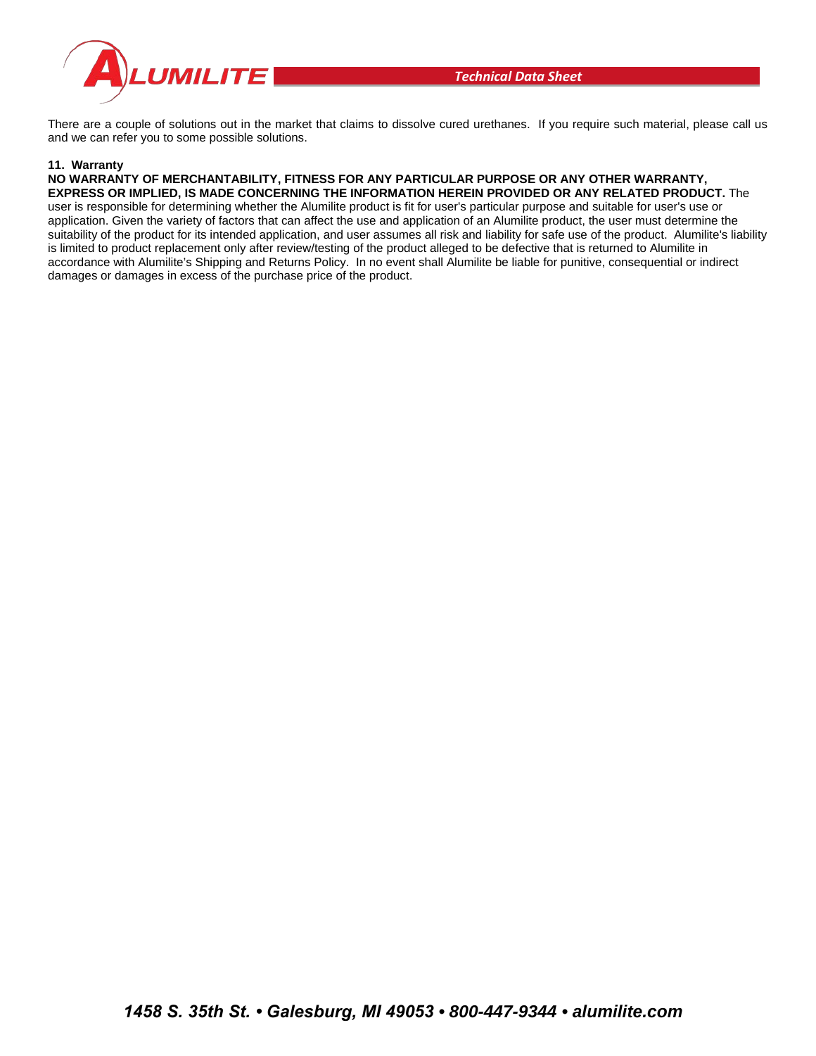There are a couple of solutions out in the market that claims to dissolve cured urethanes. If you require such material, please call us and we can refer you to some possible solutions.

**11. Warranty**

**NO WARRANTY OF MERCHANTABILITY, FITNESS FOR ANY PARTICULAR PURPOSE OR ANY OTHER WARRANTY, EXPRESS OR IMPLIED, IS MADE CONCERNING THE INFORMATION HEREIN PROVIDED OR ANY RELATED PRODUCT.** The user is responsible for determining whether the Alumilite product is fit for user's particular purpose and suitable for user's use or application. Given the variety of factors that can affect the use and application of an Alumilite product, the user must determine the suitability of the product for its intended application, and user assumes all risk and liability for safe use of the product. Alumilite's liability is limited to product replacement only after review/testing of the product alleged to be defective that is returned to Alumilite in accordance with Alumilite's Shipping and Returns Policy. In no event shall Alumilite be liable for punitive, consequential or indirect damages or damages in excess of the purchase price of the product.